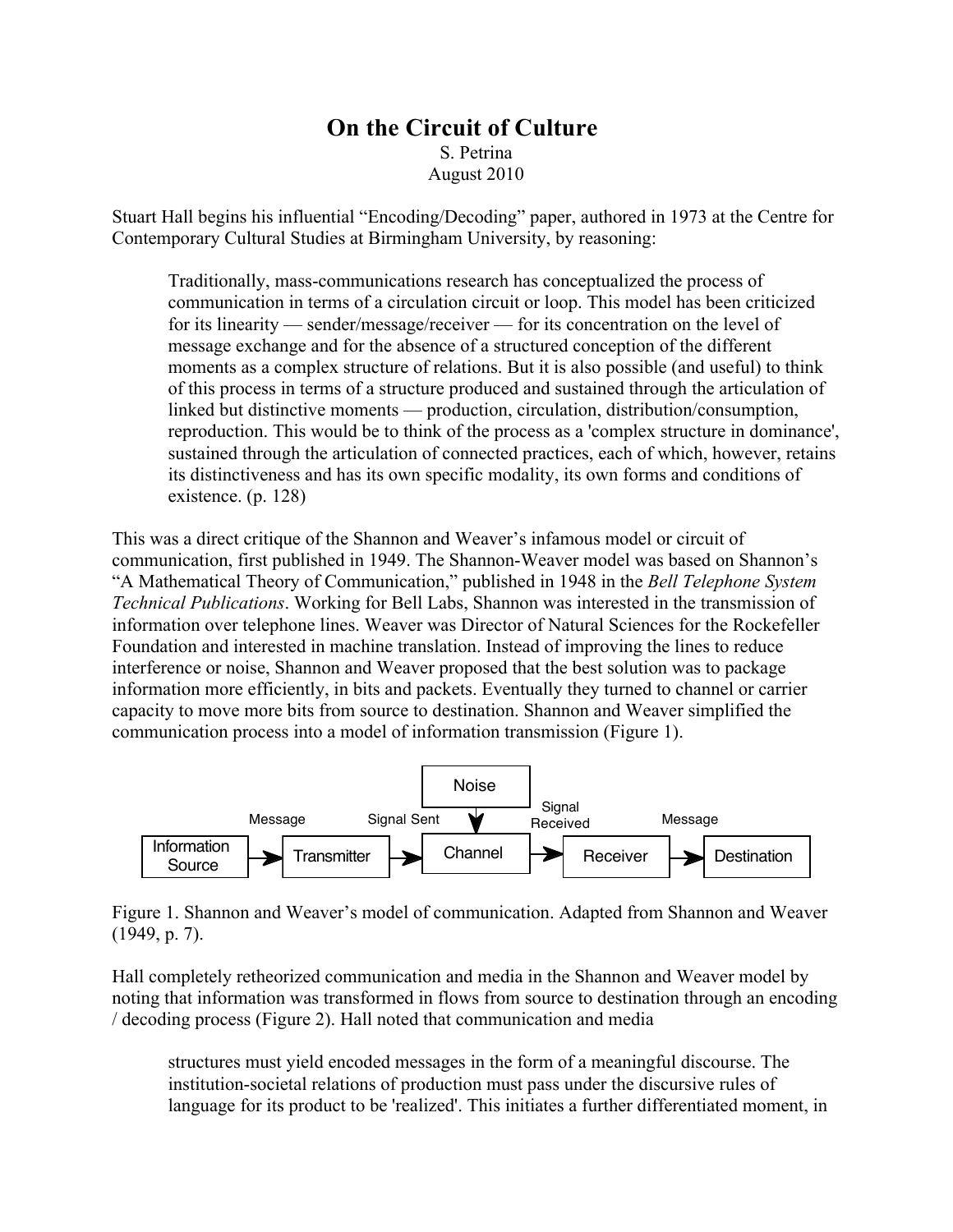# On the Circuit of Culture

S. Petrina
August 2010

Stuart Hall begins his influential "Encoding/Decoding" paper, authored in 1973 at the Centre for Contemporary Cultural Studies at Birmingham University, by reasoning:

> Traditionally, mass-communications research has conceptualized the process of communication in terms of a circulation circuit or loop. This model has been criticized for its linearity — sender/message/receiver — for its concentration on the level of message exchange and for the absence of a structured conception of the different moments as a complex structure of relations. But it is also possible (and useful) to think of this process in terms of a structure produced and sustained through the articulation of linked but distinctive moments — production, circulation, distribution/consumption, reproduction. This would be to think of the process as a 'complex structure in dominance', sustained through the articulation of connected practices, each of which, however, retains its distinctiveness and has its own specific modality, its own forms and conditions of existence. (p. 128)

This was a direct critique of the Shannon and Weaver's infamous model or circuit of communication, first published in 1949. The Shannon-Weaver model was based on Shannon's "A Mathematical Theory of Communication," published in 1948 in the *Bell Telephone System Technical Publications*. Working for Bell Labs, Shannon was interested in the transmission of information over telephone lines. Weaver was Director of Natural Sciences for the Rockefeller Foundation and interested in machine translation. Instead of improving the lines to reduce interference or noise, Shannon and Weaver proposed that the best solution was to package information more efficiently, in bits and packets. Eventually they turned to channel or carrier capacity to move more bits from source to destination. Shannon and Weaver simplified the communication process into a model of information transmission (Figure 1).

Information Source → (Message) → Transmitter → (Signal Sent) → Channel [← Noise] → (Signal Received) → Receiver → (Message) → Destination

Figure 1. Shannon and Weaver's model of communication. Adapted from Shannon and Weaver (1949, p. 7).

Hall completely retheorized communication and media in the Shannon and Weaver model by noting that information was transformed in flows from source to destination through an encoding / decoding process (Figure 2). Hall noted that communication and media

> structures must yield encoded messages in the form of a meaningful discourse. The institution-societal relations of production must pass under the discursive rules of language for its product to be 'realized'. This initiates a further differentiated moment, in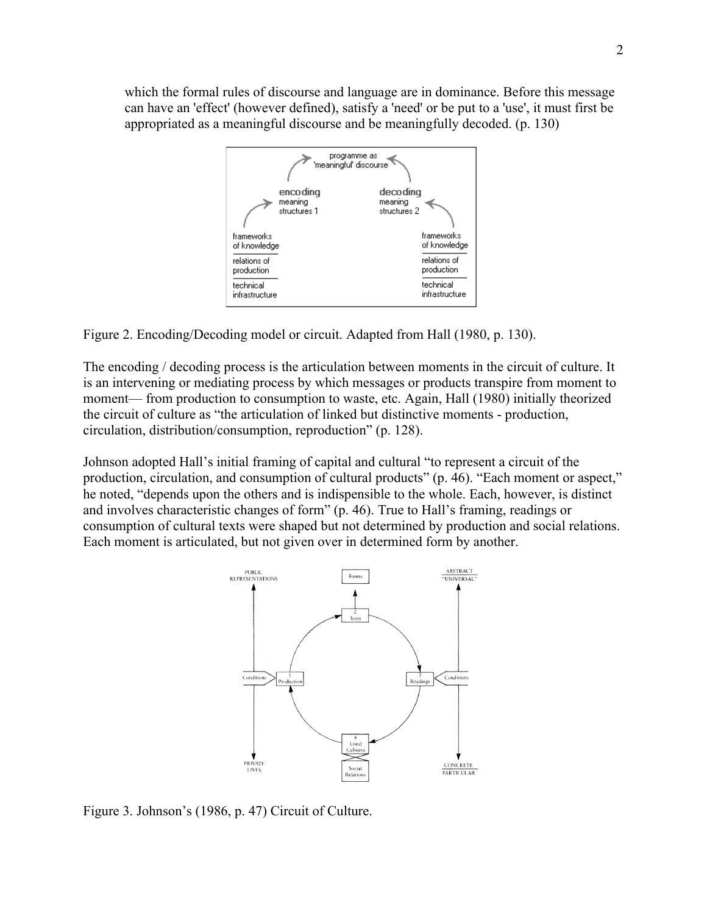which the formal rules of discourse and language are in dominance. Before this message can have an 'effect' (however defined), satisfy a 'need' or be put to a 'use', it must first be appropriated as a meaningful discourse and be meaningfully decoded. (p. 130)

Figure 2. Encoding/Decoding model or circuit. Adapted from Hall (1980, p. 130).

The encoding / decoding process is the articulation between moments in the circuit of culture. It is an intervening or mediating process by which messages or products transpire from moment to moment— from production to consumption to waste, etc. Again, Hall (1980) initially theorized the circuit of culture as "the articulation of linked but distinctive moments - production, circulation, distribution/consumption, reproduction" (p. 128).

Johnson adopted Hall's initial framing of capital and cultural "to represent a circuit of the production, circulation, and consumption of cultural products" (p. 46). "Each moment or aspect," he noted, "depends upon the others and is indispensible to the whole. Each, however, is distinct and involves characteristic changes of form" (p. 46). True to Hall's framing, readings or consumption of cultural texts were shaped but not determined by production and social relations. Each moment is articulated, but not given over in determined form by another.

Figure 3. Johnson's (1986, p. 47) Circuit of Culture.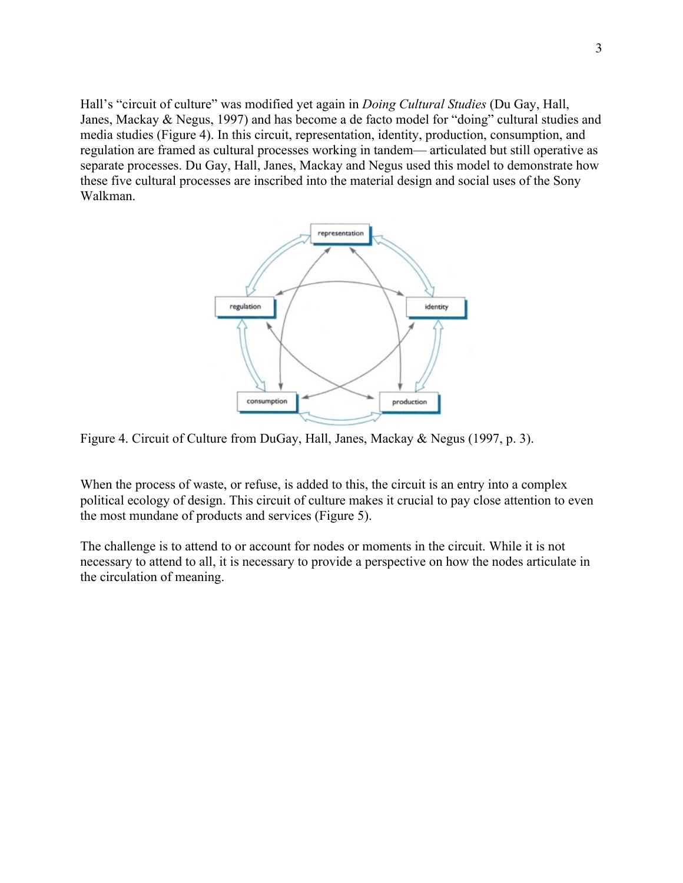Hall's "circuit of culture" was modified yet again in *Doing Cultural Studies* (Du Gay, Hall, Janes, Mackay & Negus, 1997) and has become a de facto model for "doing" cultural studies and media studies (Figure 4). In this circuit, representation, identity, production, consumption, and regulation are framed as cultural processes working in tandem— articulated but still operative as separate processes. Du Gay, Hall, Janes, Mackay and Negus used this model to demonstrate how these five cultural processes are inscribed into the material design and social uses of the Sony Walkman.

Figure 4. Circuit of Culture from DuGay, Hall, Janes, Mackay & Negus (1997, p. 3).

When the process of waste, or refuse, is added to this, the circuit is an entry into a complex political ecology of design. This circuit of culture makes it crucial to pay close attention to even the most mundane of products and services (Figure 5).

The challenge is to attend to or account for nodes or moments in the circuit. While it is not necessary to attend to all, it is necessary to provide a perspective on how the nodes articulate in the circulation of meaning.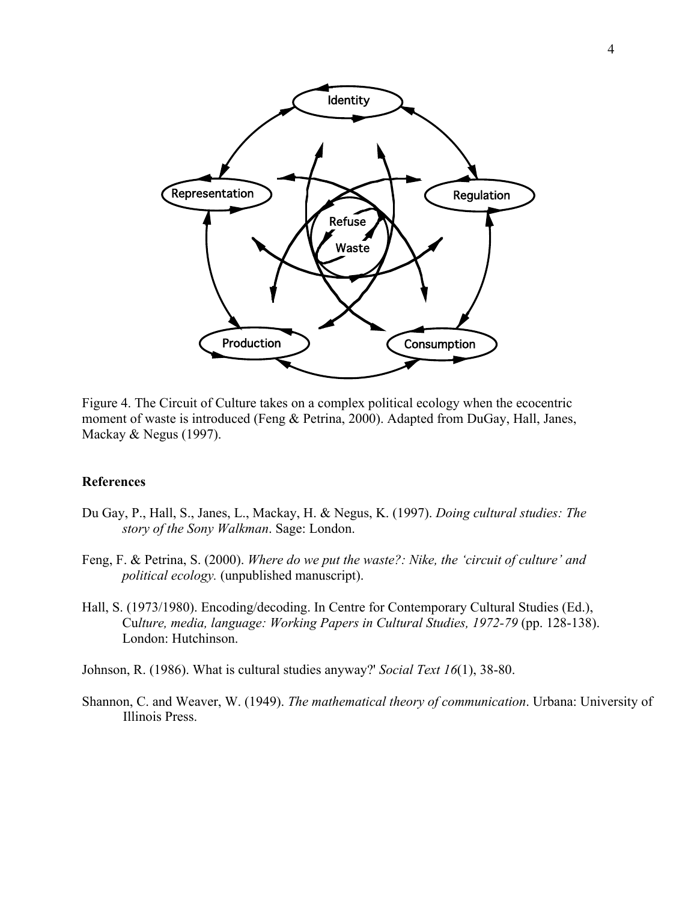Identity

Representation

Regulation

Refuse

Waste

Production

Consumption

Figure 4. The Circuit of Culture takes on a complex political ecology when the ecocentric moment of waste is introduced (Feng & Petrina, 2000). Adapted from DuGay, Hall, Janes, Mackay & Negus (1997).

**References**

Du Gay, P., Hall, S., Janes, L., Mackay, H. & Negus, K. (1997). *Doing cultural studies: The story of the Sony Walkman*. Sage: London.

Feng, F. & Petrina, S. (2000). *Where do we put the waste?: Nike, the 'circuit of culture' and political ecology.* (unpublished manuscript).

Hall, S. (1973/1980). Encoding/decoding. In Centre for Contemporary Cultural Studies (Ed.), Cu*lture, media, language: Working Papers in Cultural Studies, 1972-79* (pp. 128-138). London: Hutchinson.

Johnson, R. (1986). What is cultural studies anyway?' *Social Text 16*(1), 38-80.

Shannon, C. and Weaver, W. (1949). *The mathematical theory of communication*. Urbana: University of Illinois Press.